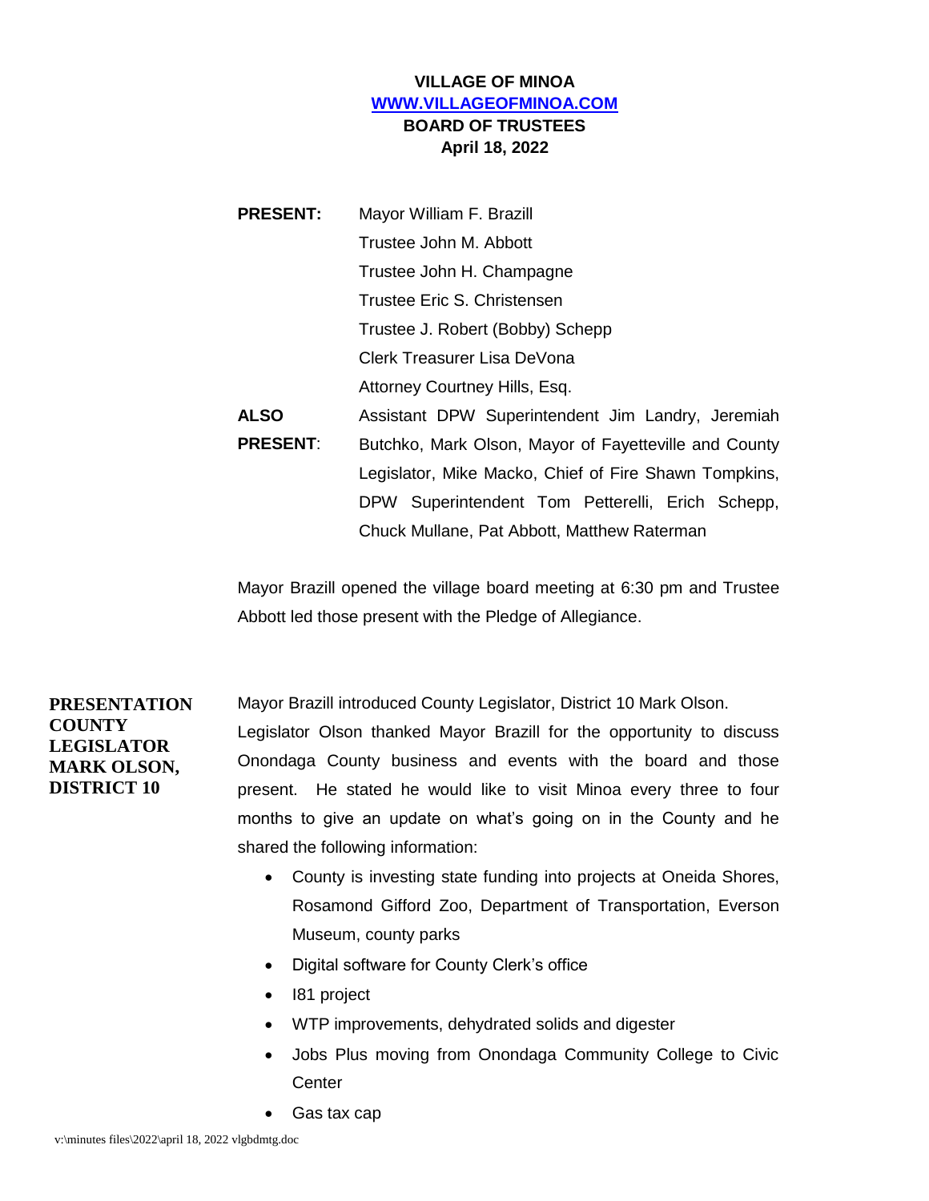**VILLAGE OF MINOA**
**WWW.VILLAGEOFMINOA.COM**
**BOARD OF TRUSTEES**
**April 18, 2022**

**PRESENT:** Mayor William F. Brazill
Trustee John M. Abbott
Trustee John H. Champagne
Trustee Eric S. Christensen
Trustee J. Robert (Bobby) Schepp
Clerk Treasurer Lisa DeVona
Attorney Courtney Hills, Esq.

**ALSO PRESENT**: Assistant DPW Superintendent Jim Landry, Jeremiah Butchko, Mark Olson, Mayor of Fayetteville and County Legislator, Mike Macko, Chief of Fire Shawn Tompkins, DPW Superintendent Tom Petterelli, Erich Schepp, Chuck Mullane, Pat Abbott, Matthew Raterman

Mayor Brazill opened the village board meeting at 6:30 pm and Trustee Abbott led those present with the Pledge of Allegiance.

**PRESENTATION COUNTY LEGISLATOR MARK OLSON, DISTRICT 10**

Mayor Brazill introduced County Legislator, District 10 Mark Olson. Legislator Olson thanked Mayor Brazill for the opportunity to discuss Onondaga County business and events with the board and those present. He stated he would like to visit Minoa every three to four months to give an update on what's going on in the County and he shared the following information:

- County is investing state funding into projects at Oneida Shores, Rosamond Gifford Zoo, Department of Transportation, Everson Museum, county parks
- Digital software for County Clerk's office
- I81 project
- WTP improvements, dehydrated solids and digester
- Jobs Plus moving from Onondaga Community College to Civic Center
- Gas tax cap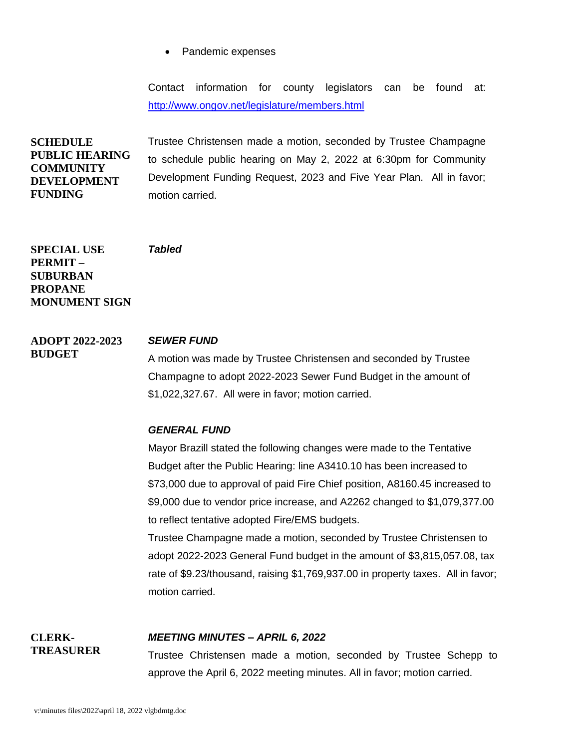- Pandemic expenses

Contact information for county legislators can be found at: http://www.ongov.net/legislature/members.html

**SCHEDULE PUBLIC HEARING COMMUNITY DEVELOPMENT FUNDING**

Trustee Christensen made a motion, seconded by Trustee Champagne to schedule public hearing on May 2, 2022 at 6:30pm for Community Development Funding Request, 2023 and Five Year Plan. All in favor; motion carried.

**SPECIAL USE PERMIT – SUBURBAN PROPANE MONUMENT SIGN**

***Tabled***

**ADOPT 2022-2023 BUDGET**

***SEWER FUND***

A motion was made by Trustee Christensen and seconded by Trustee Champagne to adopt 2022-2023 Sewer Fund Budget in the amount of $1,022,327.67. All were in favor; motion carried.

***GENERAL FUND***

Mayor Brazill stated the following changes were made to the Tentative Budget after the Public Hearing: line A3410.10 has been increased to $73,000 due to approval of paid Fire Chief position, A8160.45 increased to $9,000 due to vendor price increase, and A2262 changed to $1,079,377.00 to reflect tentative adopted Fire/EMS budgets.

Trustee Champagne made a motion, seconded by Trustee Christensen to adopt 2022-2023 General Fund budget in the amount of $3,815,057.08, tax rate of $9.23/thousand, raising $1,769,937.00 in property taxes. All in favor; motion carried.

**CLERK-TREASURER**

***MEETING MINUTES – APRIL 6, 2022***

Trustee Christensen made a motion, seconded by Trustee Schepp to approve the April 6, 2022 meeting minutes. All in favor; motion carried.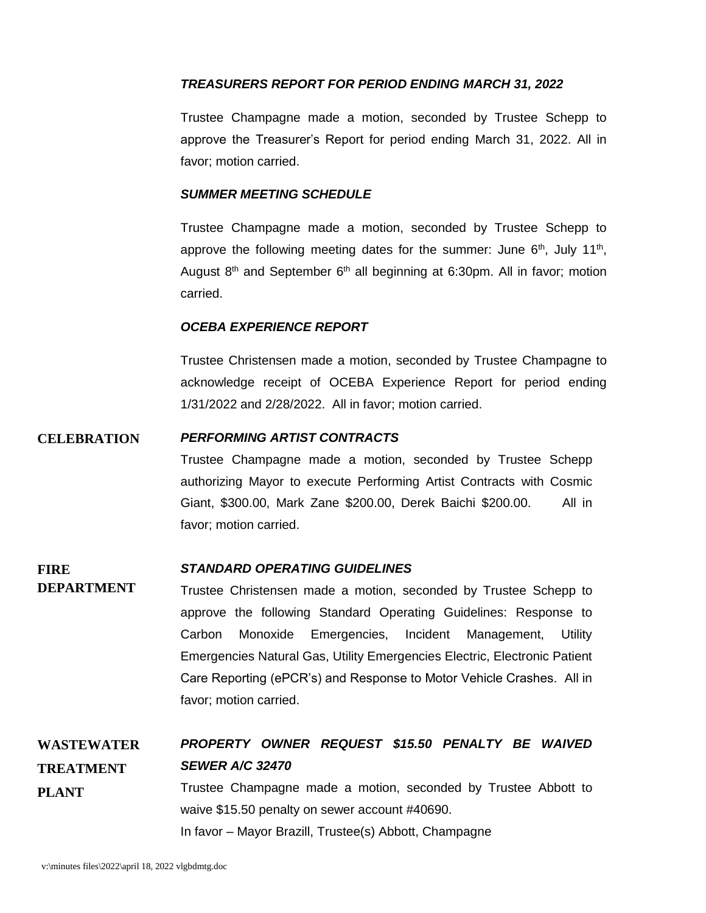***TREASURERS REPORT FOR PERIOD ENDING MARCH 31, 2022***

Trustee Champagne made a motion, seconded by Trustee Schepp to approve the Treasurer's Report for period ending March 31, 2022. All in favor; motion carried.

***SUMMER MEETING SCHEDULE***

Trustee Champagne made a motion, seconded by Trustee Schepp to approve the following meeting dates for the summer: June 6th, July 11th, August 8th and September 6th all beginning at 6:30pm. All in favor; motion carried.

***OCEBA EXPERIENCE REPORT***

Trustee Christensen made a motion, seconded by Trustee Champagne to acknowledge receipt of OCEBA Experience Report for period ending 1/31/2022 and 2/28/2022. All in favor; motion carried.

**CELEBRATION**

***PERFORMING ARTIST CONTRACTS***

Trustee Champagne made a motion, seconded by Trustee Schepp authorizing Mayor to execute Performing Artist Contracts with Cosmic Giant, $300.00, Mark Zane $200.00, Derek Baichi $200.00. All in favor; motion carried.

**FIRE DEPARTMENT**

***STANDARD OPERATING GUIDELINES***

Trustee Christensen made a motion, seconded by Trustee Schepp to approve the following Standard Operating Guidelines: Response to Carbon Monoxide Emergencies, Incident Management, Utility Emergencies Natural Gas, Utility Emergencies Electric, Electronic Patient Care Reporting (ePCR's) and Response to Motor Vehicle Crashes. All in favor; motion carried.

**WASTEWATER TREATMENT PLANT**

***PROPERTY OWNER REQUEST $15.50 PENALTY BE WAIVED SEWER A/C 32470***

Trustee Champagne made a motion, seconded by Trustee Abbott to waive $15.50 penalty on sewer account #40690.

In favor – Mayor Brazill, Trustee(s) Abbott, Champagne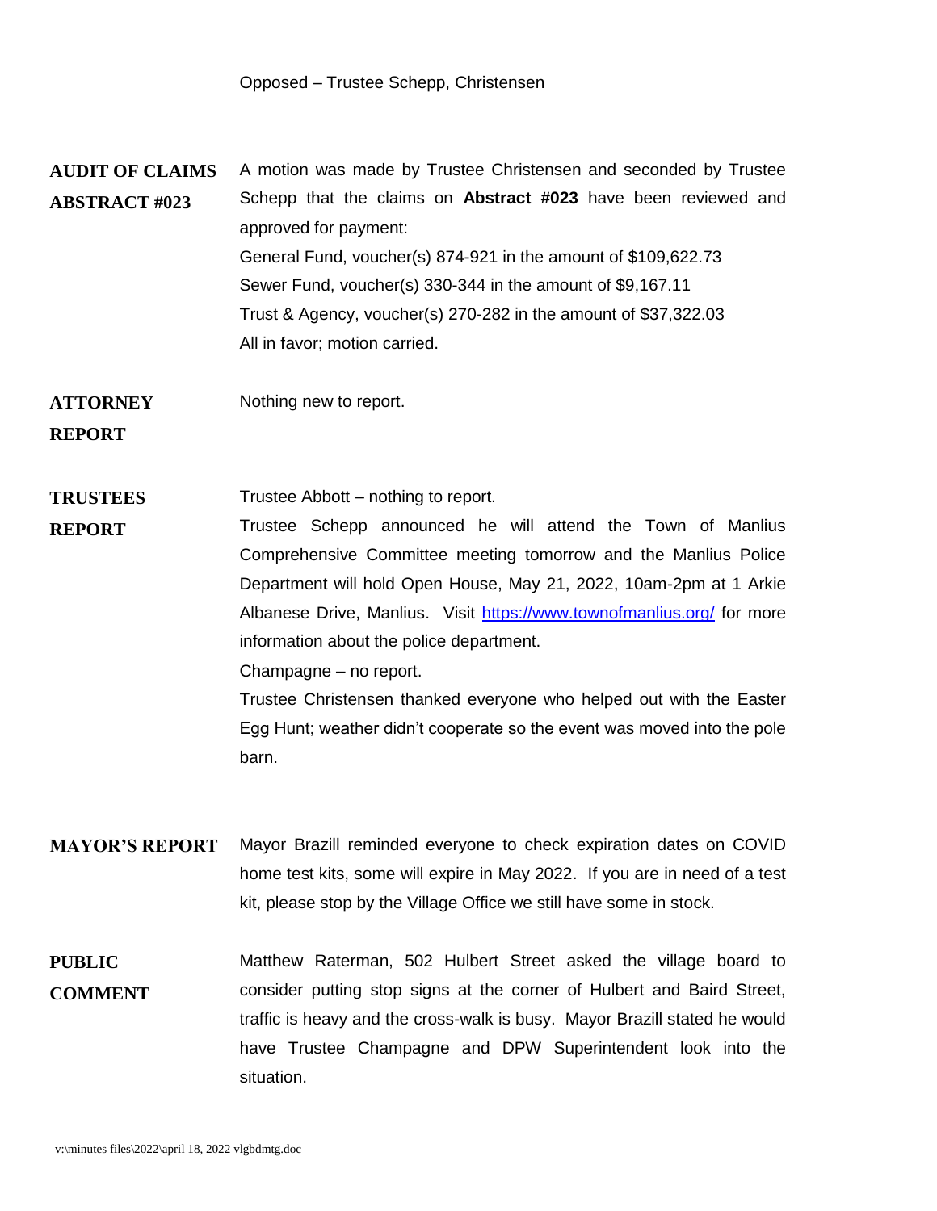Opposed – Trustee Schepp, Christensen

**AUDIT OF CLAIMS ABSTRACT #023**

A motion was made by Trustee Christensen and seconded by Trustee Schepp that the claims on **Abstract #023** have been reviewed and approved for payment:
General Fund, voucher(s) 874-921 in the amount of $109,622.73
Sewer Fund, voucher(s) 330-344 in the amount of $9,167.11
Trust & Agency, voucher(s) 270-282 in the amount of $37,322.03
All in favor; motion carried.

**ATTORNEY REPORT**

Nothing new to report.

**TRUSTEES REPORT**

Trustee Abbott – nothing to report.
Trustee Schepp announced he will attend the Town of Manlius Comprehensive Committee meeting tomorrow and the Manlius Police Department will hold Open House, May 21, 2022, 10am-2pm at 1 Arkie Albanese Drive, Manlius. Visit https://www.townofmanlius.org/ for more information about the police department.
Champagne – no report.
Trustee Christensen thanked everyone who helped out with the Easter Egg Hunt; weather didn't cooperate so the event was moved into the pole barn.

**MAYOR'S REPORT**

Mayor Brazill reminded everyone to check expiration dates on COVID home test kits, some will expire in May 2022. If you are in need of a test kit, please stop by the Village Office we still have some in stock.

**PUBLIC COMMENT**

Matthew Raterman, 502 Hulbert Street asked the village board to consider putting stop signs at the corner of Hulbert and Baird Street, traffic is heavy and the cross-walk is busy. Mayor Brazill stated he would have Trustee Champagne and DPW Superintendent look into the situation.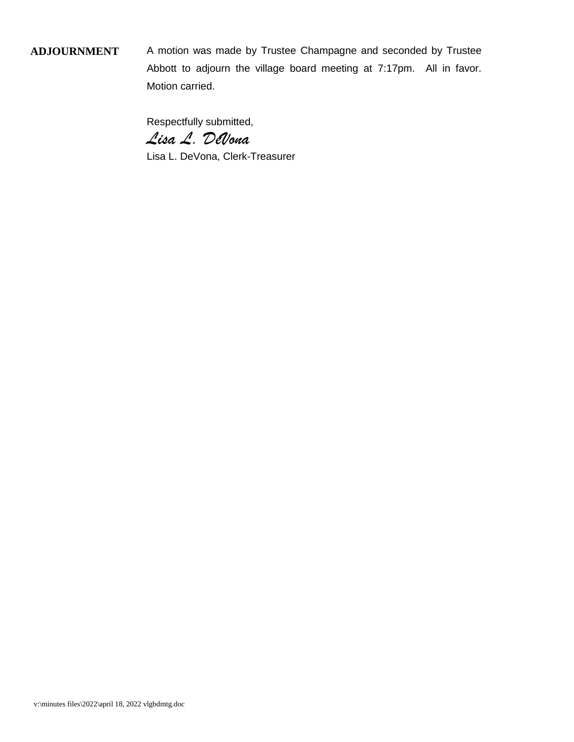**ADJOURNMENT**

A motion was made by Trustee Champagne and seconded by Trustee Abbott to adjourn the village board meeting at 7:17pm. All in favor. Motion carried.

Respectfully submitted,

*Lisa L. DeVona*

Lisa L. DeVona, Clerk-Treasurer

v:\minutes files\2022\april 18, 2022 vlgbdmtg.doc